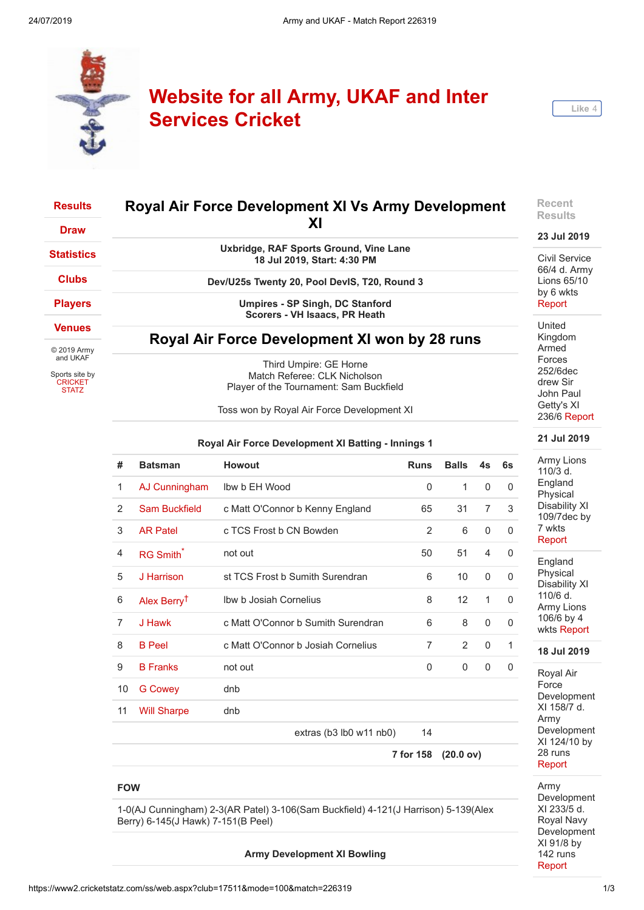# Website for all Army, UKAF and Inter Services Cricket

Like 4

- Results
- Draw
- Statistics
- Clubs
- Players
- Venues

© 2019 Army and UKAF

Sports site by CRICKET STATZ

## Royal Air Force Development XI Vs Army Development XI

**Uxbridge, RAF Sports Ground, Vine Lane**
**18 Jul 2019, Start: 4:30 PM**

**Dev/U25s Twenty 20, Pool DevIS, T20, Round 3**

**Umpires - SP Singh, DC Stanford**
**Scorers - VH Isaacs, PR Heath**

## Royal Air Force Development XI won by 28 runs

Third Umpire: GE Horne
Match Referee: CLK Nicholson
Player of the Tournament: Sam Buckfield

Toss won by Royal Air Force Development XI

**Royal Air Force Development XI Batting - Innings 1**

| # | Batsman | Howout | Runs | Balls | 4s | 6s |
|---|---|---|---|---|---|---|
| 1 | AJ Cunningham | lbw b EH Wood | 0 | 1 | 0 | 0 |
| 2 | Sam Buckfield | c Matt O'Connor b Kenny England | 65 | 31 | 7 | 3 |
| 3 | AR Patel | c TCS Frost b CN Bowden | 2 | 6 | 0 | 0 |
| 4 | RG Smith* | not out | 50 | 51 | 4 | 0 |
| 5 | J Harrison | st TCS Frost b Sumith Surendran | 6 | 10 | 0 | 0 |
| 6 | Alex Berry† | lbw b Josiah Cornelius | 8 | 12 | 1 | 0 |
| 7 | J Hawk | c Matt O'Connor b Sumith Surendran | 6 | 8 | 0 | 0 |
| 8 | B Peel | c Matt O'Connor b Josiah Cornelius | 7 | 2 | 0 | 1 |
| 9 | B Franks | not out | 0 | 0 | 0 | 0 |
| 10 | G Cowey | dnb | | | | |
| 11 | Will Sharpe | dnb | | | | |
| | | extras (b3 lb0 w11 nb0) | 14 | | | |
| | | **7 for 158** | **(20.0 ov)** | | | |

**FOW**

1-0(AJ Cunningham) 2-3(AR Patel) 3-106(Sam Buckfield) 4-121(J Harrison) 5-139(Alex Berry) 6-145(J Hawk) 7-151(B Peel)

**Army Development XI Bowling**

**Recent Results**

**23 Jul 2019**

Civil Service 66/4 d. Army Lions 65/10 by 6 wkts Report

United Kingdom Armed Forces 252/6dec drew Sir John Paul Getty's XI 236/6 Report

**21 Jul 2019**

Army Lions 110/3 d. England Physical Disability XI 109/7dec by 7 wkts Report

England Physical Disability XI 110/6 d. Army Lions 106/6 by 4 wkts Report

**18 Jul 2019**

Royal Air Force Development XI 158/7 d. Army Development XI 124/10 by 28 runs Report

Army Development XI 233/5 d. Royal Navy Development XI 91/8 by 142 runs Report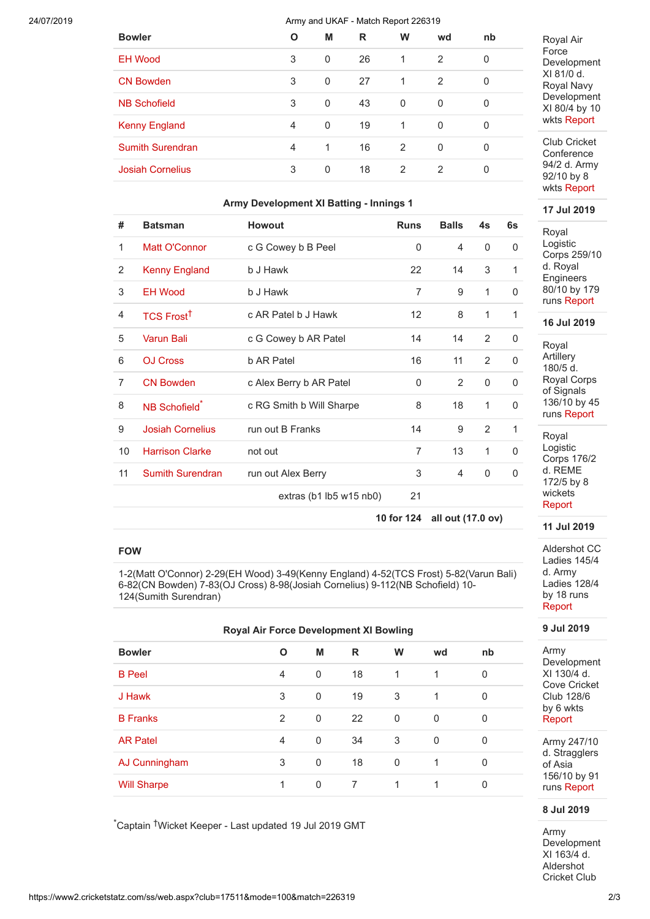| Bowler | O | M | R | W | wd | nb |
|---|---|---|---|---|---|---|
| EH Wood | 3 | 0 | 26 | 1 | 2 | 0 |
| CN Bowden | 3 | 0 | 27 | 1 | 2 | 0 |
| NB Schofield | 3 | 0 | 43 | 0 | 0 | 0 |
| Kenny England | 4 | 0 | 19 | 1 | 0 | 0 |
| Sumith Surendran | 4 | 1 | 16 | 2 | 0 | 0 |
| Josiah Cornelius | 3 | 0 | 18 | 2 | 2 | 0 |

### Army Development XI Batting - Innings 1

| # | Batsman | Howout | Runs | Balls | 4s | 6s |
|---|---|---|---|---|---|---|
| 1 | Matt O'Connor | c G Cowey b B Peel | 0 | 4 | 0 | 0 |
| 2 | Kenny England | b J Hawk | 22 | 14 | 3 | 1 |
| 3 | EH Wood | b J Hawk | 7 | 9 | 1 | 0 |
| 4 | TCS Frost† | c AR Patel b J Hawk | 12 | 8 | 1 | 1 |
| 5 | Varun Bali | c G Cowey b AR Patel | 14 | 14 | 2 | 0 |
| 6 | OJ Cross | b AR Patel | 16 | 11 | 2 | 0 |
| 7 | CN Bowden | c Alex Berry b AR Patel | 0 | 2 | 0 | 0 |
| 8 | NB Schofield* | c RG Smith b Will Sharpe | 8 | 18 | 1 | 0 |
| 9 | Josiah Cornelius | run out B Franks | 14 | 9 | 2 | 1 |
| 10 | Harrison Clarke | not out | 7 | 13 | 1 | 0 |
| 11 | Sumith Surendran | run out Alex Berry | 3 | 4 | 0 | 0 |
| | | extras (b1 lb5 w15 nb0) | 21 | | | |
| | | | 10 for 124 | all out (17.0 ov) | | |

**FOW**

1-2(Matt O'Connor) 2-29(EH Wood) 3-49(Kenny England) 4-52(TCS Frost) 5-82(Varun Bali) 6-82(CN Bowden) 7-83(OJ Cross) 8-98(Josiah Cornelius) 9-112(NB Schofield) 10-124(Sumith Surendran)

### Royal Air Force Development XI Bowling

| Bowler | O | M | R | W | wd | nb |
|---|---|---|---|---|---|---|
| B Peel | 4 | 0 | 18 | 1 | 1 | 0 |
| J Hawk | 3 | 0 | 19 | 3 | 1 | 0 |
| B Franks | 2 | 0 | 22 | 0 | 0 | 0 |
| AR Patel | 4 | 0 | 34 | 3 | 0 | 0 |
| AJ Cunningham | 3 | 0 | 18 | 0 | 1 | 0 |
| Will Sharpe | 1 | 0 | 7 | 1 | 1 | 0 |

*Captain †Wicket Keeper - Last updated 19 Jul 2019 GMT

Royal Air Force Development XI 81/0 d. Royal Navy Development XI 80/4 by 10 wkts Report

Club Cricket Conference 94/2 d. Army 92/10 by 8 wkts Report

**17 Jul 2019**

Royal Logistic Corps 259/10 d. Royal Engineers 80/10 by 179 runs Report

**16 Jul 2019**

Royal Artillery 180/5 d. Royal Corps of Signals 136/10 by 45 runs Report

Royal Logistic Corps 176/2 d. REME 172/5 by 8 wickets Report

**11 Jul 2019**

Aldershot CC Ladies 145/4 d. Army Ladies 128/4 by 18 runs Report

**9 Jul 2019**

Army Development XI 130/4 d. Cove Cricket Club 128/6 by 6 wkts Report

Army 247/10 d. Stragglers of Asia 156/10 by 91 runs Report

**8 Jul 2019**

Army Development XI 163/4 d. Aldershot Cricket Club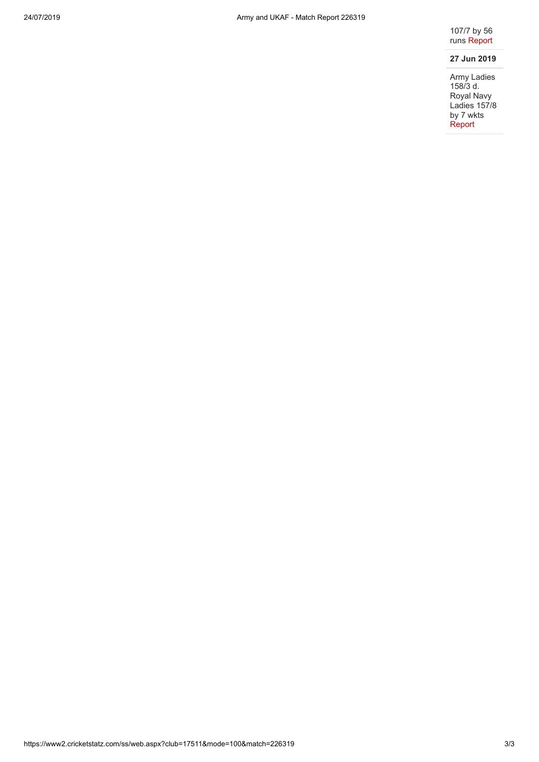107/7 by 56 runs Report

**27 Jun 2019**

Army Ladies 158/3 d. Royal Navy Ladies 157/8 by 7 wkts Report